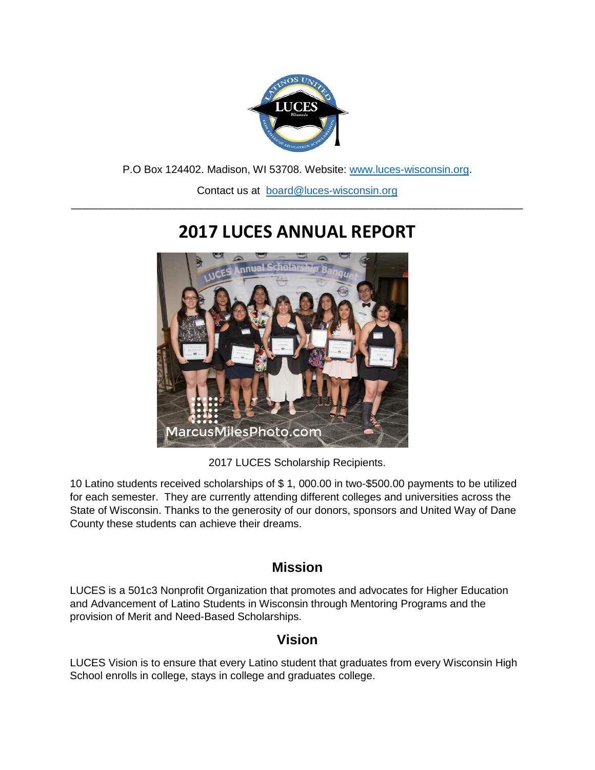P.O Box 124402. Madison, WI 53708. Website: [www.luces-wisconsin.org](http://www.luces-wisconsin.org).

Contact us at [board@luces-wisconsin.org](mailto:board@luces-wisconsin.org)

---

# 2017 LUCES ANNUAL REPORT

2017 LUCES Scholarship Recipients.

10 Latino students received scholarships of $ 1, 000.00 in two-$500.00 payments to be utilized for each semester. They are currently attending different colleges and universities across the State of Wisconsin. Thanks to the generosity of our donors, sponsors and United Way of Dane County these students can achieve their dreams.

## Mission

LUCES is a 501c3 Nonprofit Organization that promotes and advocates for Higher Education and Advancement of Latino Students in Wisconsin through Mentoring Programs and the provision of Merit and Need-Based Scholarships.

## Vision

LUCES Vision is to ensure that every Latino student that graduates from every Wisconsin High School enrolls in college, stays in college and graduates college.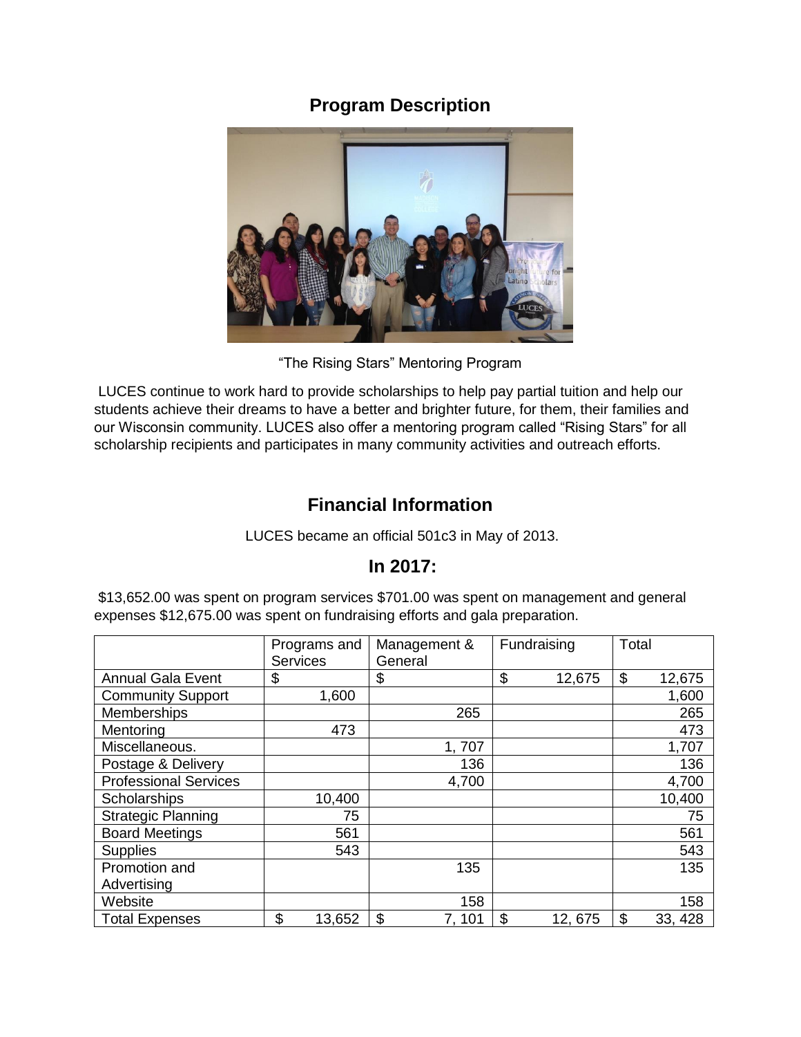## Program Description

"The Rising Stars" Mentoring Program

LUCES continue to work hard to provide scholarships to help pay partial tuition and help our students achieve their dreams to have a better and brighter future, for them, their families and our Wisconsin community. LUCES also offer a mentoring program called "Rising Stars" for all scholarship recipients and participates in many community activities and outreach efforts.

## Financial Information

LUCES became an official 501c3 in May of 2013.

### In 2017:

$13,652.00 was spent on program services $701.00 was spent on management and general expenses $12,675.00 was spent on fundraising efforts and gala preparation.

| | Programs and Services | Management & General | Fundraising | Total |
|---|---|---|---|---|
| Annual Gala Event | $ | $ | $ 12,675 | $ 12,675 |
| Community Support | 1,600 | | | 1,600 |
| Memberships | | 265 | | 265 |
| Mentoring | 473 | | | 473 |
| Miscellaneous. | | 1, 707 | | 1,707 |
| Postage & Delivery | | 136 | | 136 |
| Professional Services | | 4,700 | | 4,700 |
| Scholarships | 10,400 | | | 10,400 |
| Strategic Planning | 75 | | | 75 |
| Board Meetings | 561 | | | 561 |
| Supplies | 543 | | | 543 |
| Promotion and Advertising | | 135 | | 135 |
| Website | | 158 | | 158 |
| Total Expenses | $ 13,652 | $ 7, 101 | $ 12, 675 | $ 33, 428 |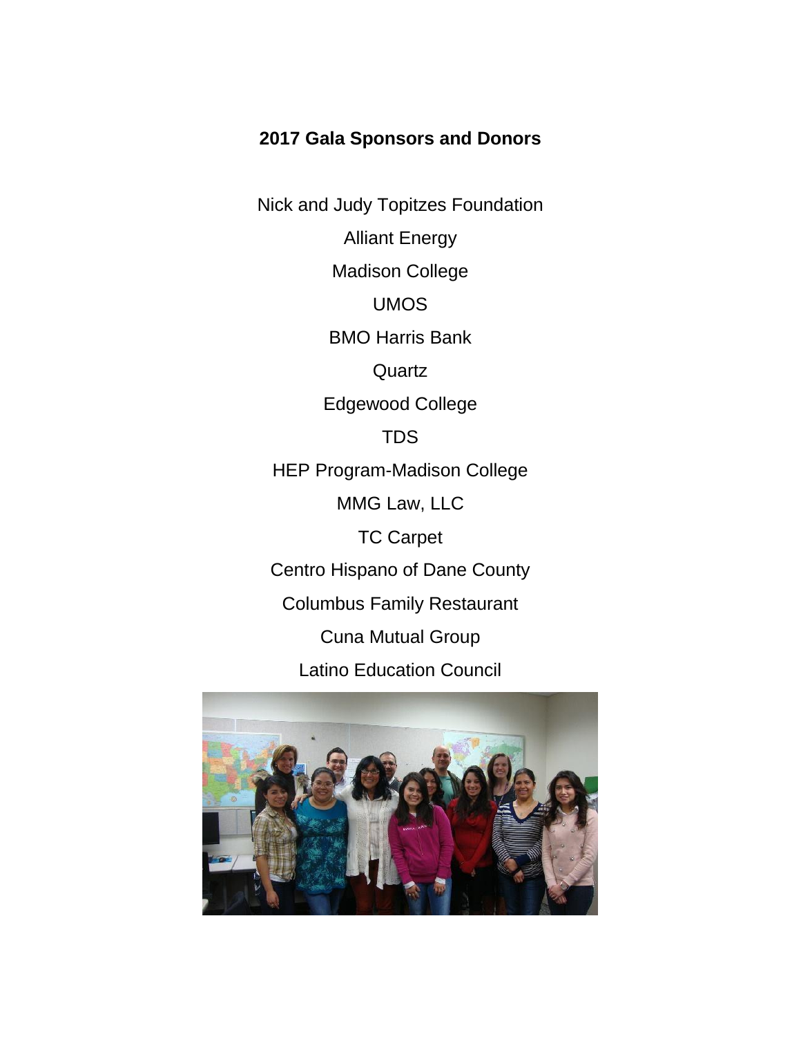**2017 Gala Sponsors and Donors**

Nick and Judy Topitzes Foundation

Alliant Energy

Madison College

UMOS

BMO Harris Bank

Quartz

Edgewood College

TDS

HEP Program-Madison College

MMG Law, LLC

TC Carpet

Centro Hispano of Dane County

Columbus Family Restaurant

Cuna Mutual Group

Latino Education Council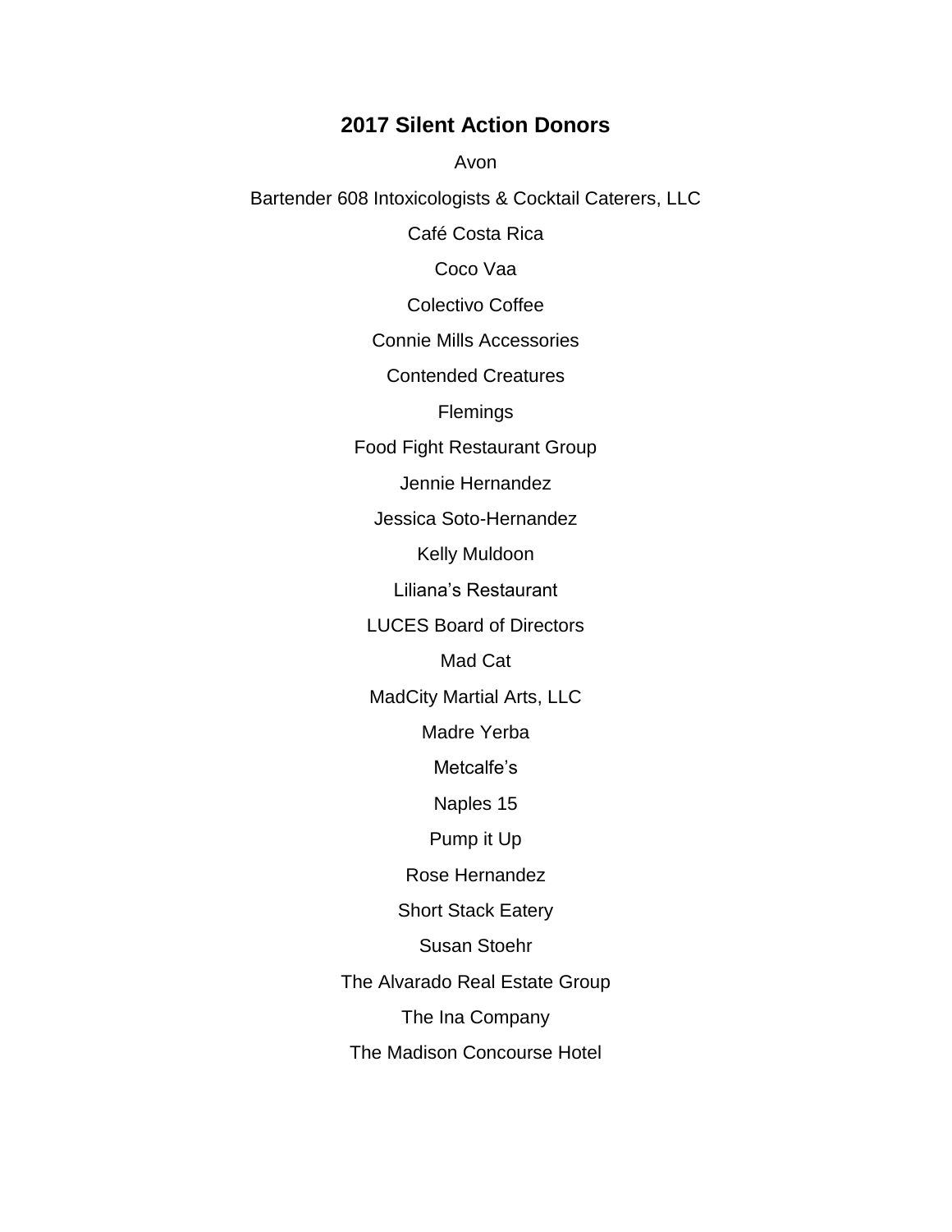## 2017 Silent Action Donors

Avon

Bartender 608 Intoxicologists & Cocktail Caterers, LLC

Café Costa Rica

Coco Vaa

Colectivo Coffee

Connie Mills Accessories

Contended Creatures

Flemings

Food Fight Restaurant Group

Jennie Hernandez

Jessica Soto-Hernandez

Kelly Muldoon

Liliana's Restaurant

LUCES Board of Directors

Mad Cat

MadCity Martial Arts, LLC

Madre Yerba

Metcalfe's

Naples 15

Pump it Up

Rose Hernandez

Short Stack Eatery

Susan Stoehr

The Alvarado Real Estate Group

The Ina Company

The Madison Concourse Hotel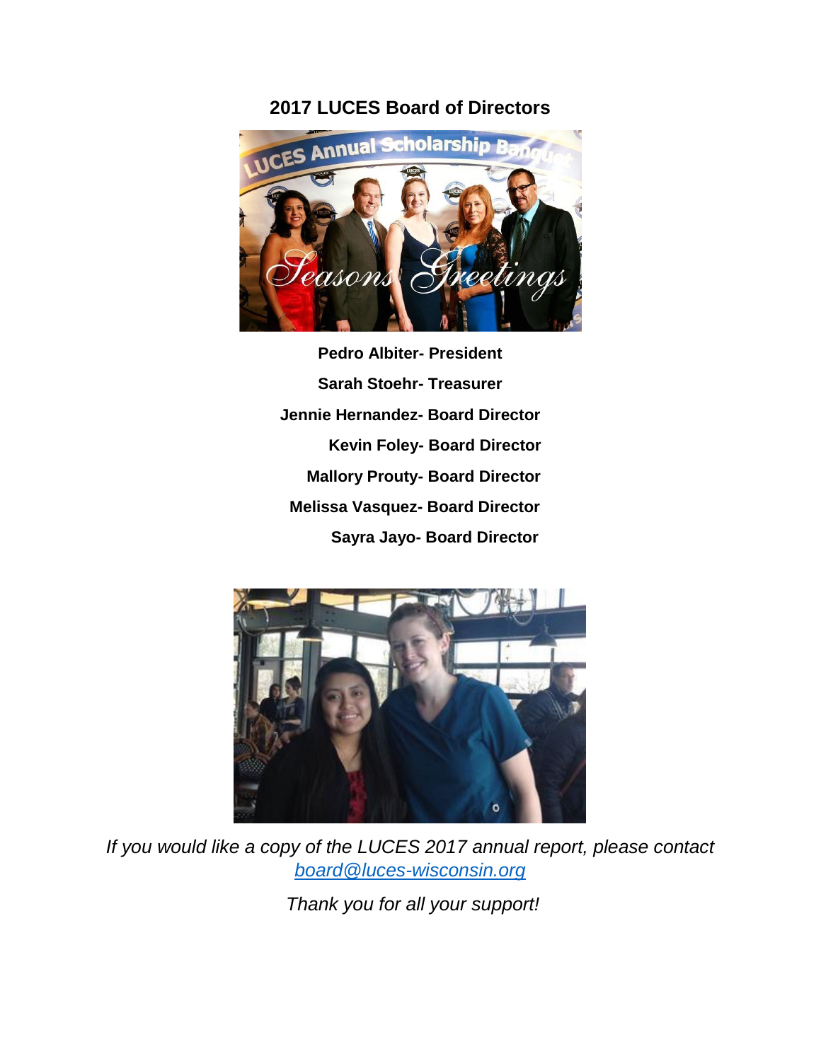## 2017 LUCES Board of Directors

**Pedro Albiter- President**

**Sarah Stoehr- Treasurer**

**Jennie Hernandez- Board Director**

**Kevin Foley- Board Director**

**Mallory Prouty- Board Director**

**Melissa Vasquez- Board Director**

**Sayra Jayo- Board Director**

*If you would like a copy of the LUCES 2017 annual report, please contact [board@luces-wisconsin.org](mailto:board@luces-wisconsin.org)*

*Thank you for all your support!*